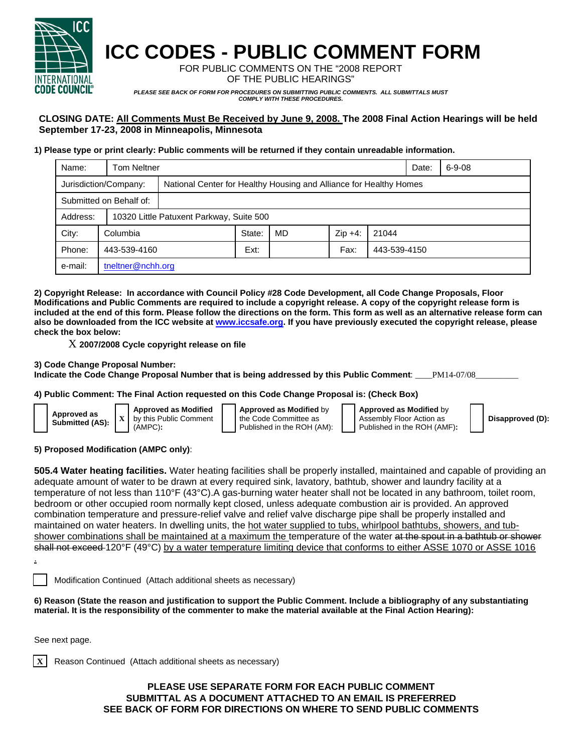# ICC CODES - PUBLIC COMMENT FORM

FOR PUBLIC COMMENTS ON THE "2008 REPORT OF THE PUBLIC HEARINGS"

*PLEASE SEE BACK OF FORM FOR PROCEDURES ON SUBMITTING PUBLIC COMMENTS. ALL SUBMITTALS MUST COMPLY WITH THESE PROCEDURES.*

**CLOSING DATE: All Comments Must Be Received by June 9, 2008. The 2008 Final Action Hearings will be held September 17-23, 2008 in Minneapolis, Minnesota**

**1) Please type or print clearly: Public comments will be returned if they contain unreadable information.**

| | | | | | |
|---|---|---|---|---|---|
| Name: | Tom Neltner | | | Date: | 6-9-08 |
| Jurisdiction/Company: | National Center for Healthy Housing and Alliance for Healthy Homes | | | | |
| Submitted on Behalf of: | | | | | |
| Address: | 10320 Little Patuxent Parkway, Suite 500 | | | | |
| City: | Columbia | State: | MD | Zip +4: | 21044 |
| Phone: | 443-539-4160 | Ext: | | Fax: | 443-539-4150 |
| e-mail: | tneltner@nchh.org | | | | |

**2) Copyright Release: In accordance with Council Policy #28 Code Development, all Code Change Proposals, Floor Modifications and Public Comments are required to include a copyright release. A copy of the copyright release form is included at the end of this form. Please follow the directions on the form. This form as well as an alternative release form can also be downloaded from the ICC website at www.iccsafe.org. If you have previously executed the copyright release, please check the box below:**

X **2007/2008 Cycle copyright release on file**

**3) Code Change Proposal Number:**
**Indicate the Code Change Proposal Number that is being addressed by this Public Comment**: PM14-07/08

**4) Public Comment: The Final Action requested on this Code Change Proposal is: (Check Box)**

- [ ] **Approved as Submitted (AS):**
- [X] **Approved as Modified** by this Public Comment (AMPC)**:**
- [ ] **Approved as Modified** by the Code Committee as Published in the ROH (AM):
- [ ] **Approved as Modified** by Assembly Floor Action as Published in the ROH (AMF)**:**
- [ ] **Disapproved (D):**

**5) Proposed Modification (AMPC only)**:

**505.4 Water heating facilities.** Water heating facilities shall be properly installed, maintained and capable of providing an adequate amount of water to be drawn at every required sink, lavatory, bathtub, shower and laundry facility at a temperature of not less than 110°F (43°C).A gas-burning water heater shall not be located in any bathroom, toilet room, bedroom or other occupied room normally kept closed, unless adequate combustion air is provided. An approved combination temperature and pressure-relief valve and relief valve discharge pipe shall be properly installed and maintained on water heaters. In dwelling units, the <u>hot water supplied to tubs, whirlpool bathtubs, showers, and tub-shower combinations shall be maintained at a maximum the</u> temperature of the water ~~at the spout in a bathtub or shower shall not exceed~~ 120°F (49°C) <u>by a water temperature limiting device that conforms to either ASSE 1070 or ASSE 1016</u>

<u>.</u>

- [ ] Modification Continued (Attach additional sheets as necessary)

**6) Reason (State the reason and justification to support the Public Comment. Include a bibliography of any substantiating material. It is the responsibility of the commenter to make the material available at the Final Action Hearing):**

See next page.

- [X] Reason Continued (Attach additional sheets as necessary)

**PLEASE USE SEPARATE FORM FOR EACH PUBLIC COMMENT**
**SUBMITTAL AS A DOCUMENT ATTACHED TO AN EMAIL IS PREFERRED**
**SEE BACK OF FORM FOR DIRECTIONS ON WHERE TO SEND PUBLIC COMMENTS**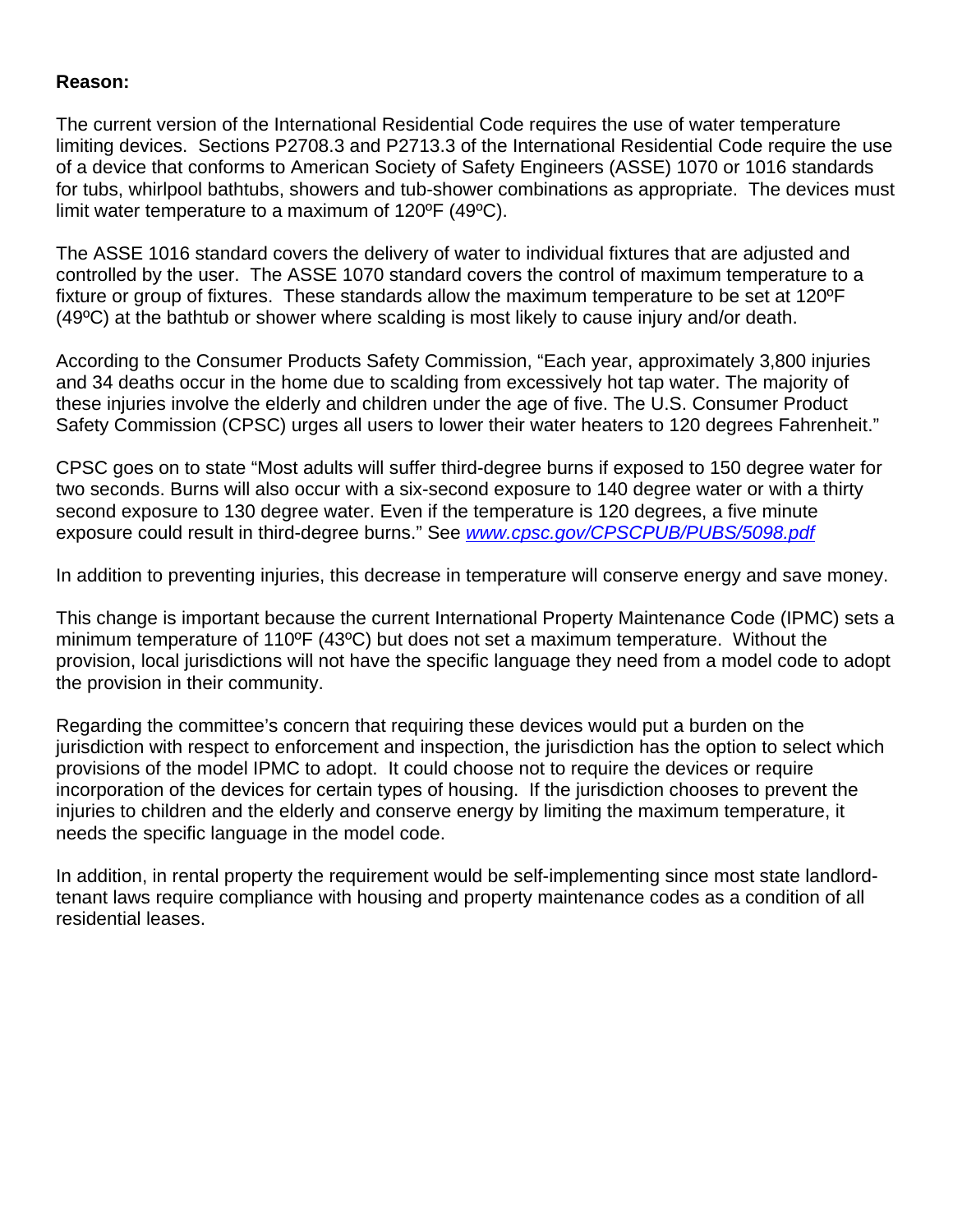**Reason:**

The current version of the International Residential Code requires the use of water temperature limiting devices. Sections P2708.3 and P2713.3 of the International Residential Code require the use of a device that conforms to American Society of Safety Engineers (ASSE) 1070 or 1016 standards for tubs, whirlpool bathtubs, showers and tub-shower combinations as appropriate. The devices must limit water temperature to a maximum of 120ºF (49ºC).

The ASSE 1016 standard covers the delivery of water to individual fixtures that are adjusted and controlled by the user. The ASSE 1070 standard covers the control of maximum temperature to a fixture or group of fixtures. These standards allow the maximum temperature to be set at 120ºF (49ºC) at the bathtub or shower where scalding is most likely to cause injury and/or death.

According to the Consumer Products Safety Commission, "Each year, approximately 3,800 injuries and 34 deaths occur in the home due to scalding from excessively hot tap water. The majority of these injuries involve the elderly and children under the age of five. The U.S. Consumer Product Safety Commission (CPSC) urges all users to lower their water heaters to 120 degrees Fahrenheit."

CPSC goes on to state "Most adults will suffer third-degree burns if exposed to 150 degree water for two seconds. Burns will also occur with a six-second exposure to 140 degree water or with a thirty second exposure to 130 degree water. Even if the temperature is 120 degrees, a five minute exposure could result in third-degree burns." See *www.cpsc.gov/CPSCPUB/PUBS/5098.pdf*

In addition to preventing injuries, this decrease in temperature will conserve energy and save money.

This change is important because the current International Property Maintenance Code (IPMC) sets a minimum temperature of 110ºF (43ºC) but does not set a maximum temperature. Without the provision, local jurisdictions will not have the specific language they need from a model code to adopt the provision in their community.

Regarding the committee's concern that requiring these devices would put a burden on the jurisdiction with respect to enforcement and inspection, the jurisdiction has the option to select which provisions of the model IPMC to adopt. It could choose not to require the devices or require incorporation of the devices for certain types of housing. If the jurisdiction chooses to prevent the injuries to children and the elderly and conserve energy by limiting the maximum temperature, it needs the specific language in the model code.

In addition, in rental property the requirement would be self-implementing since most state landlord-tenant laws require compliance with housing and property maintenance codes as a condition of all residential leases.